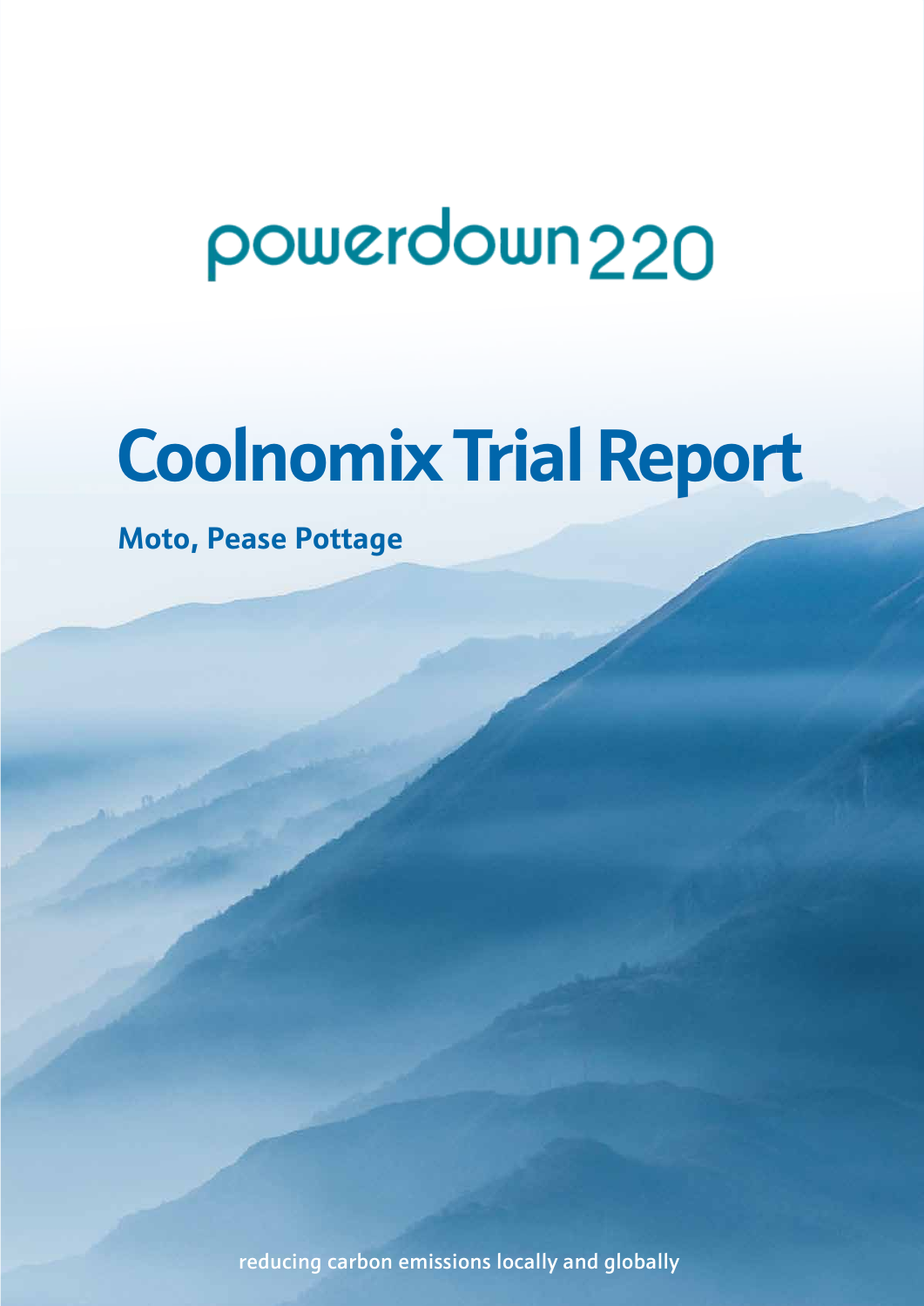powerdown220

# Coolnomix Trial Report

**Moto, Pease Pottage**

reducing carbon emissions locally and globally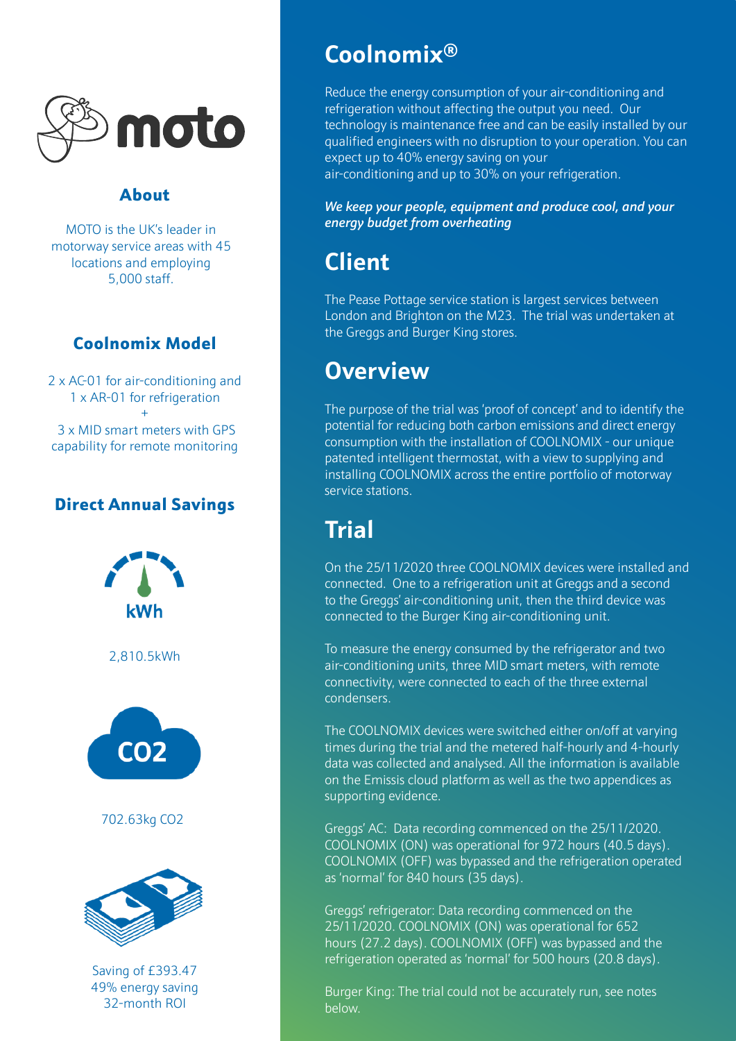## About

MOTO is the UK's leader in motorway service areas with 45 locations and employing 5,000 staff.

## Coolnomix Model

2 x AC-01 for air-conditioning and 1 x AR-01 for refrigeration
+
3 x MID smart meters with GPS capability for remote monitoring

## Direct Annual Savings

kWh

2,810.5kWh

$CO_2$

702.63kg $CO_2$

Saving of £393.47
49% energy saving
32-month ROI

# Coolnomix®

Reduce the energy consumption of your air-conditioning and refrigeration without affecting the output you need. Our technology is maintenance free and can be easily installed by our qualified engineers with no disruption to your operation. You can expect up to 40% energy saving on your air-conditioning and up to 30% on your refrigeration.

***We keep your people, equipment and produce cool, and your energy budget from overheating***

# Client

The Pease Pottage service station is largest services between London and Brighton on the M23. The trial was undertaken at the Greggs and Burger King stores.

# Overview

The purpose of the trial was 'proof of concept' and to identify the potential for reducing both carbon emissions and direct energy consumption with the installation of COOLNOMIX - our unique patented intelligent thermostat, with a view to supplying and installing COOLNOMIX across the entire portfolio of motorway service stations.

# Trial

On the 25/11/2020 three COOLNOMIX devices were installed and connected. One to a refrigeration unit at Greggs and a second to the Greggs' air-conditioning unit, then the third device was connected to the Burger King air-conditioning unit.

To measure the energy consumed by the refrigerator and two air-conditioning units, three MID smart meters, with remote connectivity, were connected to each of the three external condensers.

The COOLNOMIX devices were switched either on/off at varying times during the trial and the metered half-hourly and 4-hourly data was collected and analysed. All the information is available on the Emissis cloud platform as well as the two appendices as supporting evidence.

Greggs' AC: Data recording commenced on the 25/11/2020. COOLNOMIX (ON) was operational for 972 hours (40.5 days). COOLNOMIX (OFF) was bypassed and the refrigeration operated as 'normal' for 840 hours (35 days).

Greggs' refrigerator: Data recording commenced on the 25/11/2020. COOLNOMIX (ON) was operational for 652 hours (27.2 days). COOLNOMIX (OFF) was bypassed and the refrigeration operated as 'normal' for 500 hours (20.8 days).

Burger King: The trial could not be accurately run, see notes below.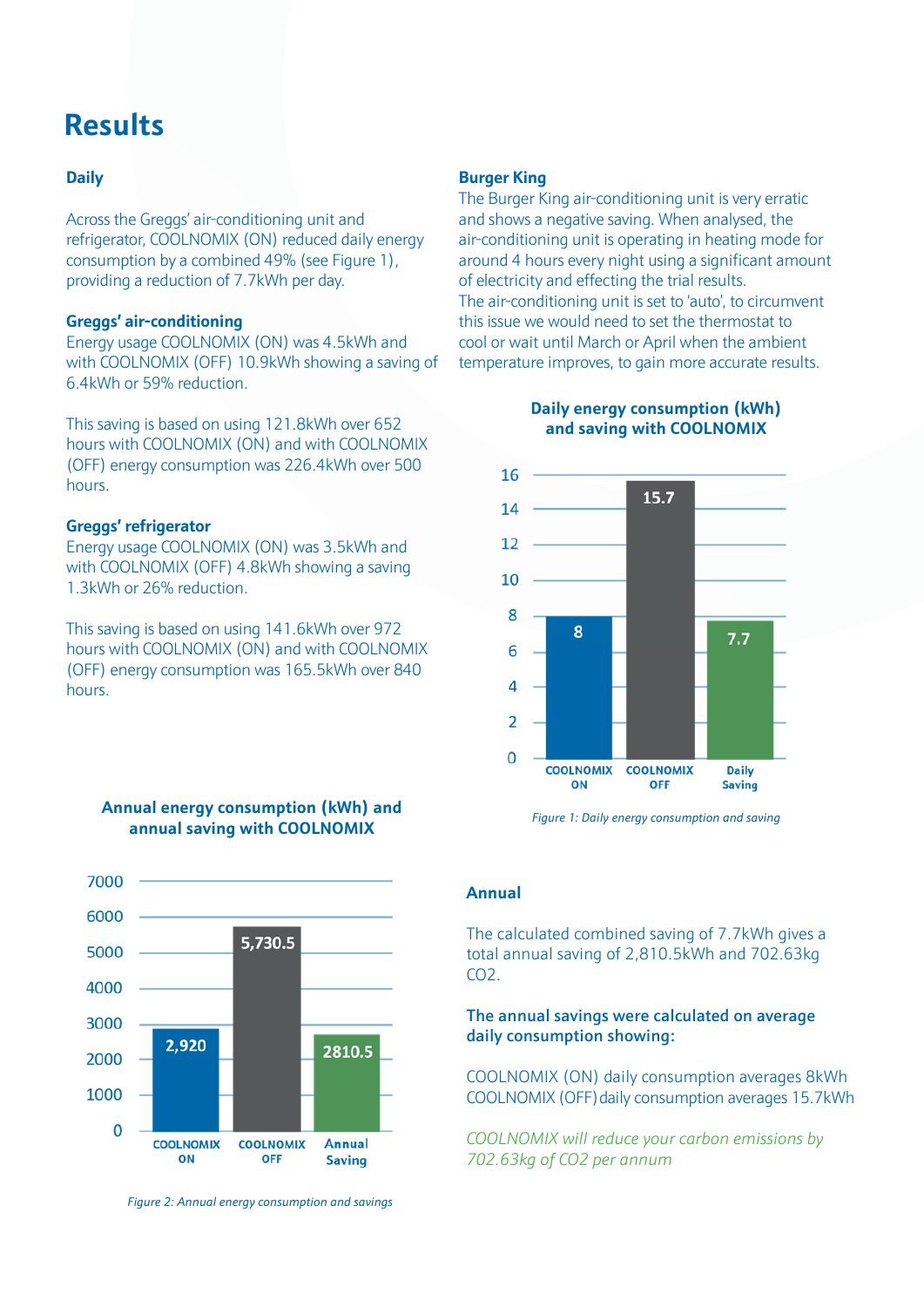# Results

### Daily

Across the Greggs' air-conditioning unit and refrigerator, COOLNOMIX (ON) reduced daily energy consumption by a combined 49% (see Figure 1), providing a reduction of 7.7kWh per day.

### Greggs' air-conditioning

Energy usage COOLNOMIX (ON) was 4.5kWh and with COOLNOMIX (OFF) 10.9kWh showing a saving of 6.4kWh or 59% reduction.

This saving is based on using 121.8kWh over 652 hours with COOLNOMIX (ON) and with COOLNOMIX (OFF) energy consumption was 226.4kWh over 500 hours.

### Greggs' refrigerator

Energy usage COOLNOMIX (ON) was 3.5kWh and with COOLNOMIX (OFF) 4.8kWh showing a saving 1.3kWh or 26% reduction.

This saving is based on using 141.6kWh over 972 hours with COOLNOMIX (ON) and with COOLNOMIX (OFF) energy consumption was 165.5kWh over 840 hours.

### Burger King

The Burger King air-conditioning unit is very erratic and shows a negative saving. When analysed, the air-conditioning unit is operating in heating mode for around 4 hours every night using a significant amount of electricity and effecting the trial results.
The air-conditioning unit is set to 'auto', to circumvent this issue we would need to set the thermostat to cool or wait until March or April when the ambient temperature improves, to gain more accurate results.

**Daily energy consumption (kWh) and saving with COOLNOMIX**

| | COOLNOMIX ON | COOLNOMIX OFF | Daily Saving |
|---|---|---|---|
| kWh | 8 | 15.7 | 7.7 |

*Figure 1: Daily energy consumption and saving*

**Annual energy consumption (kWh) and annual saving with COOLNOMIX**

| | COOLNOMIX ON | COOLNOMIX OFF | Annual Saving |
|---|---|---|---|
| kWh | 2,920 | 5,730.5 | 2810.5 |

*Figure 2: Annual energy consumption and savings*

### Annual

The calculated combined saving of 7.7kWh gives a total annual saving of 2,810.5kWh and 702.63kg $CO_2$.

**The annual savings were calculated on average daily consumption showing:**

COOLNOMIX (ON) daily consumption averages 8kWh
COOLNOMIX (OFF) daily consumption averages 15.7kWh

*COOLNOMIX will reduce your carbon emissions by 702.63kg of $CO_2$ per annum*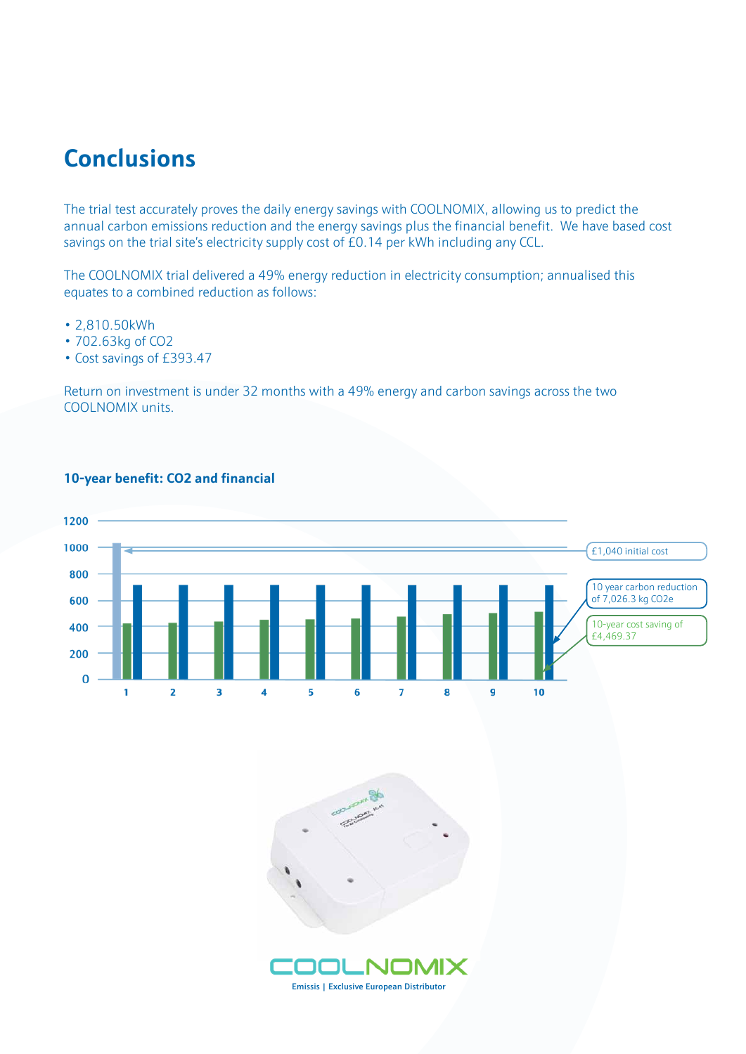## Conclusions

The trial test accurately proves the daily energy savings with COOLNOMIX, allowing us to predict the annual carbon emissions reduction and the energy savings plus the financial benefit. We have based cost savings on the trial site's electricity supply cost of £0.14 per kWh including any CCL.

The COOLNOMIX trial delivered a 49% energy reduction in electricity consumption; annualised this equates to a combined reduction as follows:

- 2,810.50kWh
- 702.63kg of CO2
- Cost savings of £393.47

Return on investment is under 32 months with a 49% energy and carbon savings across the two COOLNOMIX units.

### 10-year benefit: CO2 and financial

£1,040 initial cost

10 year carbon reduction of 7,026.3 kg CO2e

10-year cost saving of £4,469.37

Emissis | Exclusive European Distributor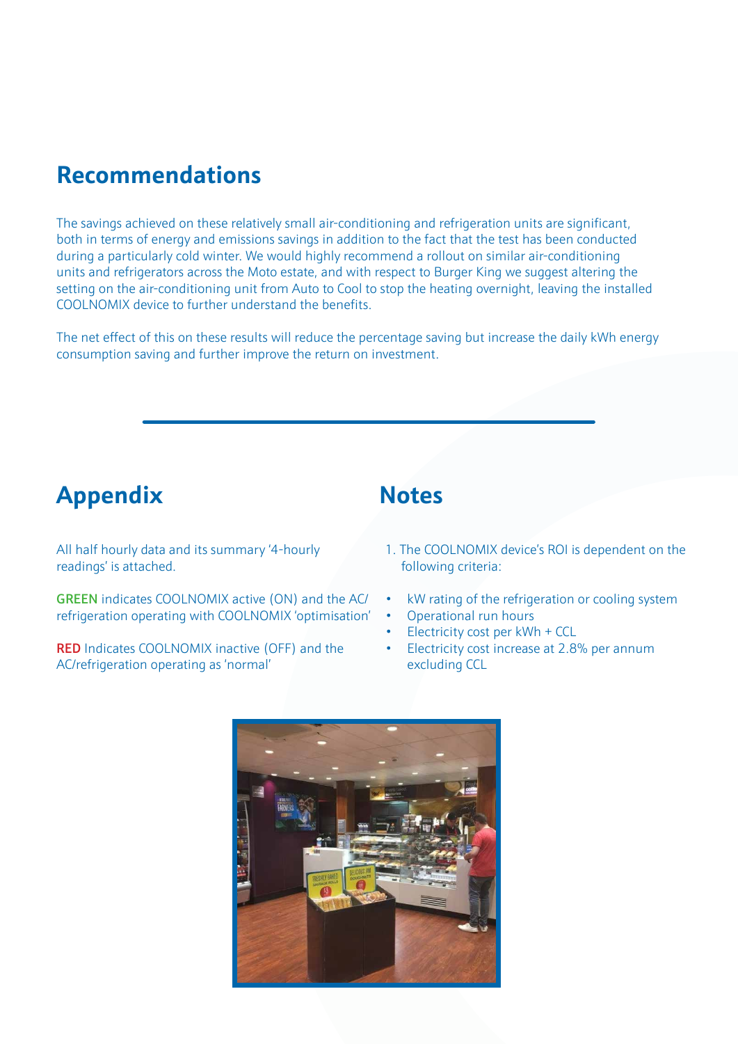## Recommendations

The savings achieved on these relatively small air-conditioning and refrigeration units are significant, both in terms of energy and emissions savings in addition to the fact that the test has been conducted during a particularly cold winter. We would highly recommend a rollout on similar air-conditioning units and refrigerators across the Moto estate, and with respect to Burger King we suggest altering the setting on the air-conditioning unit from Auto to Cool to stop the heating overnight, leaving the installed COOLNOMIX device to further understand the benefits.

The net effect of this on these results will reduce the percentage saving but increase the daily kWh energy consumption saving and further improve the return on investment.

## Appendix

All half hourly data and its summary '4-hourly readings' is attached.

**GREEN** indicates COOLNOMIX active (ON) and the AC/refrigeration operating with COOLNOMIX 'optimisation'

**RED** Indicates COOLNOMIX inactive (OFF) and the AC/refrigeration operating as 'normal'

## Notes

1. The COOLNOMIX device's ROI is dependent on the following criteria:

- kW rating of the refrigeration or cooling system
- Operational run hours
- Electricity cost per kWh + CCL
- Electricity cost increase at 2.8% per annum excluding CCL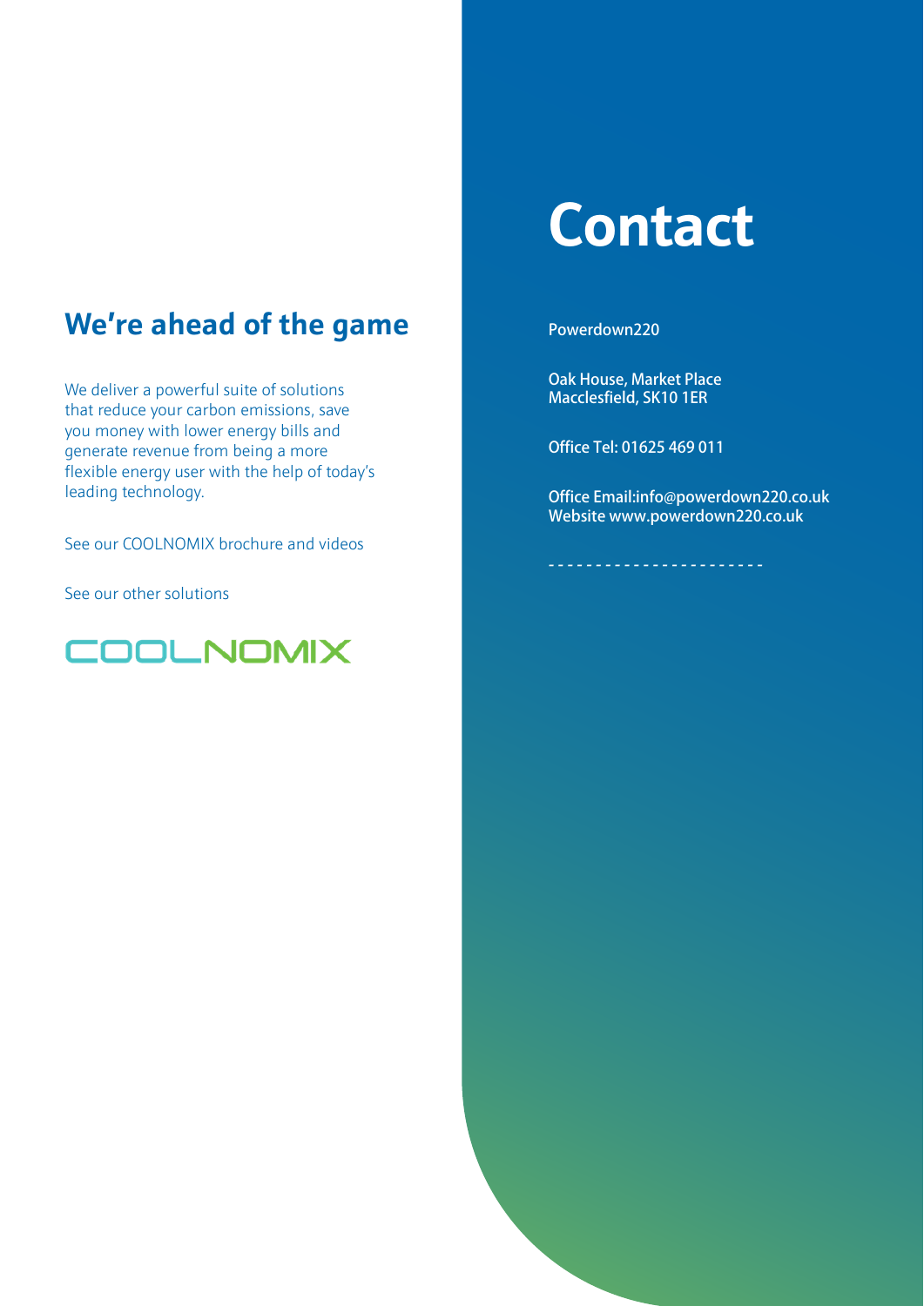## We're ahead of the game

We deliver a powerful suite of solutions that reduce your carbon emissions, save you money with lower energy bills and generate revenue from being a more flexible energy user with the help of today's leading technology.

See our COOLNOMIX brochure and videos

See our other solutions

COOLNOMIX

# Contact

Powerdown220

Oak House, Market Place
Macclesfield, SK10 1ER

Office Tel: 01625 469 011

Office Email:info@powerdown220.co.uk
Website www.powerdown220.co.uk